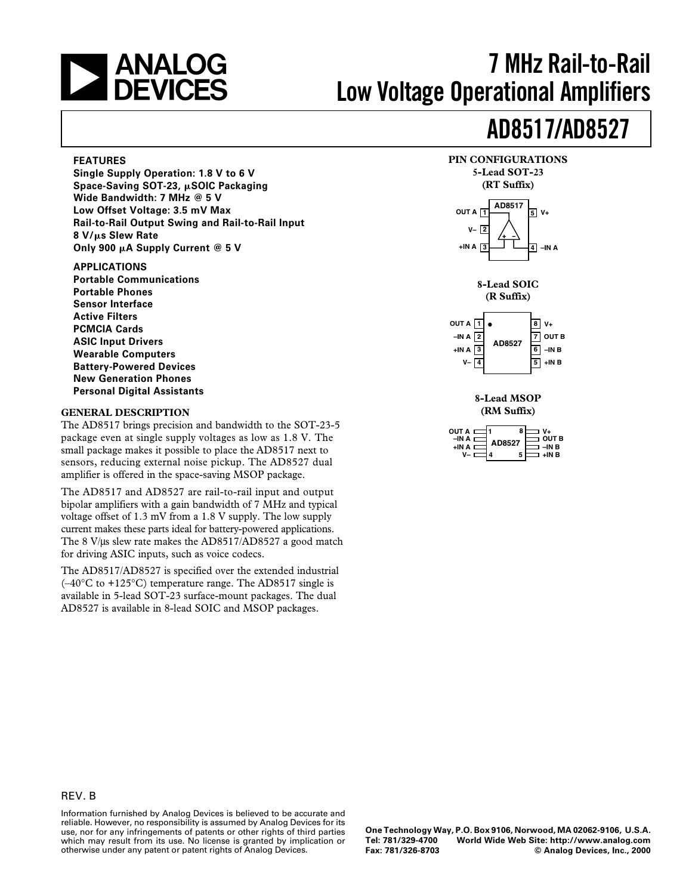# 7 MHz Rail-to-Rail Low Voltage Operational Amplifiers

# AD8517/AD8527

## FEATURES

- Single Supply Operation: 1.8 V to 6 V
- Space-Saving SOT-23, μSOIC Packaging
- Wide Bandwidth: 7 MHz @ 5 V
- Low Offset Voltage: 3.5 mV Max
- Rail-to-Rail Output Swing and Rail-to-Rail Input
- 8 V/μs Slew Rate
- Only 900 μA Supply Current @ 5 V

## APPLICATIONS

- Portable Communications
- Portable Phones
- Sensor Interface
- Active Filters
- PCMCIA Cards
- ASIC Input Drivers
- Wearable Computers
- Battery-Powered Devices
- New Generation Phones
- Personal Digital Assistants

## PIN CONFIGURATIONS

**5-Lead SOT-23 (RT Suffix)**

AD8517

| Pin | Name | Pin | Name |
|---|---|---|---|
| 1 | OUT A | 5 | V+ |
| 2 | V– | | |
| 3 | +IN A | 4 | –IN A |

**8-Lead SOIC (R Suffix)**

AD8527

| Pin | Name | Pin | Name |
|---|---|---|---|
| 1 | OUT A | 8 | V+ |
| 2 | –IN A | 7 | OUT B |
| 3 | +IN A | 6 | –IN B |
| 4 | V– | 5 | +IN B |

**8-Lead MSOP (RM Suffix)**

AD8527

| Pin | Name | Pin | Name |
|---|---|---|---|
| 1 | OUT A | 8 | V+ |
| 2 | –IN A | 7 | OUT B |
| 3 | +IN A | 6 | –IN B |
| 4 | V– | 5 | +IN B |

## GENERAL DESCRIPTION

The AD8517 brings precision and bandwidth to the SOT-23-5 package even at single supply voltages as low as 1.8 V. The small package makes it possible to place the AD8517 next to sensors, reducing external noise pickup. The AD8527 dual amplifier is offered in the space-saving MSOP package.

The AD8517 and AD8527 are rail-to-rail input and output bipolar amplifiers with a gain bandwidth of 7 MHz and typical voltage offset of 1.3 mV from a 1.8 V supply. The low supply current makes these parts ideal for battery-powered applications. The 8 V/μs slew rate makes the AD8517/AD8527 a good match for driving ASIC inputs, such as voice codecs.

The AD8517/AD8527 is specified over the extended industrial (–40°C to +125°C) temperature range. The AD8517 single is available in 5-lead SOT-23 surface-mount packages. The dual AD8527 is available in 8-lead SOIC and MSOP packages.

REV. B

Information furnished by Analog Devices is believed to be accurate and reliable. However, no responsibility is assumed by Analog Devices for its use, nor for any infringements of patents or other rights of third parties which may result from its use. No license is granted by implication or otherwise under any patent or patent rights of Analog Devices.

One Technology Way, P.O. Box 9106, Norwood, MA 02062-9106, U.S.A.
Tel: 781/329-4700 World Wide Web Site: http://www.analog.com
Fax: 781/326-8703 © Analog Devices, Inc., 2000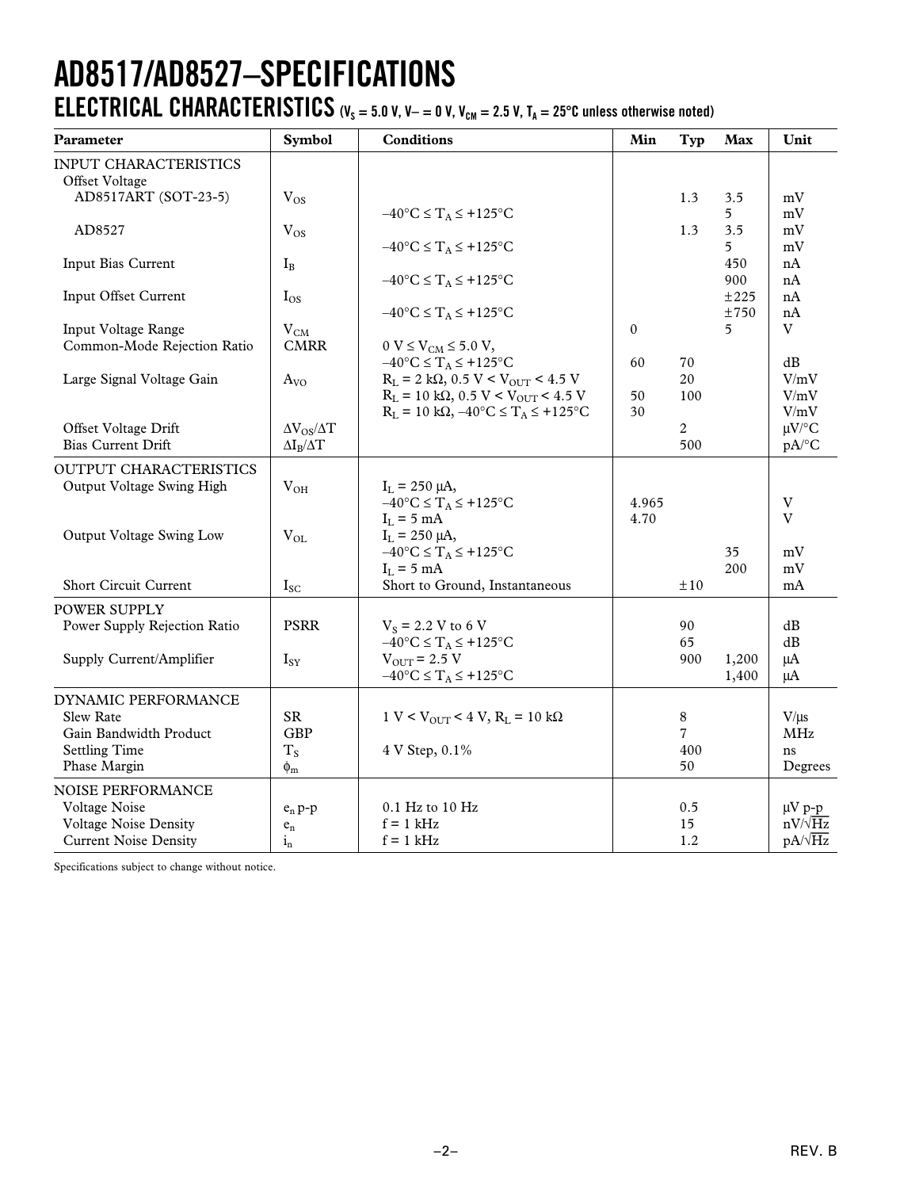# AD8517/AD8527–SPECIFICATIONS

## ELECTRICAL CHARACTERISTICS ($V_S$ = 5.0 V, V– = 0 V, $V_{CM}$ = 2.5 V, $T_A$ = 25°C unless otherwise noted)

| Parameter | Symbol | Conditions | Min | Typ | Max | Unit |
|---|---|---|---|---|---|---|
| INPUT CHARACTERISTICS | | | | | | |
| Offset Voltage | | | | | | |
| AD8517ART (SOT-23-5) | $V_{OS}$ | | | 1.3 | 3.5 | mV |
| | | $-40°C \le T_A \le +125°C$ | | | 5 | mV |
| AD8527 | $V_{OS}$ | | | 1.3 | 3.5 | mV |
| | | $-40°C \le T_A \le +125°C$ | | | 5 | mV |
| Input Bias Current | $I_B$ | | | | 450 | nA |
| | | $-40°C \le T_A \le +125°C$ | | | 900 | nA |
| Input Offset Current | $I_{OS}$ | | | | ±225 | nA |
| | | $-40°C \le T_A \le +125°C$ | | | ±750 | nA |
| Input Voltage Range | $V_{CM}$ | | 0 | | 5 | V |
| Common-Mode Rejection Ratio | CMRR | $0 V \le V_{CM} \le 5.0 V$, $-40°C \le T_A \le +125°C$ | 60 | 70 | | dB |
| Large Signal Voltage Gain | $A_{VO}$ | $R_L$ = 2 kΩ, 0.5 V < $V_{OUT}$ < 4.5 V | | 20 | | V/mV |
| | | $R_L$ = 10 kΩ, 0.5 V < $V_{OUT}$ < 4.5 V | 50 | 100 | | V/mV |
| | | $R_L$ = 10 kΩ, $-40°C \le T_A \le +125°C$ | 30 | | | V/mV |
| Offset Voltage Drift | $\Delta V_{OS}/\Delta T$ | | | 2 | | μV/°C |
| Bias Current Drift | $\Delta I_B/\Delta T$ | | | 500 | | pA/°C |
| OUTPUT CHARACTERISTICS | | | | | | |
| Output Voltage Swing High | $V_{OH}$ | $I_L$ = 250 μA, $-40°C \le T_A \le +125°C$ | 4.965 | | | V |
| | | $I_L$ = 5 mA | 4.70 | | | V |
| Output Voltage Swing Low | $V_{OL}$ | $I_L$ = 250 μA, $-40°C \le T_A \le +125°C$ | | | 35 | mV |
| | | $I_L$ = 5 mA | | | 200 | mV |
| Short Circuit Current | $I_{SC}$ | Short to Ground, Instantaneous | | ±10 | | mA |
| POWER SUPPLY | | | | | | |
| Power Supply Rejection Ratio | PSRR | $V_S$ = 2.2 V to 6 V | | 90 | | dB |
| | | $-40°C \le T_A \le +125°C$ | | 65 | | dB |
| Supply Current/Amplifier | $I_{SY}$ | $V_{OUT}$ = 2.5 V | | 900 | 1,200 | μA |
| | | $-40°C \le T_A \le +125°C$ | | | 1,400 | μA |
| DYNAMIC PERFORMANCE | | | | | | |
| Slew Rate | SR | 1 V < $V_{OUT}$ < 4 V, $R_L$ = 10 kΩ | | 8 | | V/μs |
| Gain Bandwidth Product | GBP | | | 7 | | MHz |
| Settling Time | $T_S$ | 4 V Step, 0.1% | | 400 | | ns |
| Phase Margin | $\phi_m$ | | | 50 | | Degrees |
| NOISE PERFORMANCE | | | | | | |
| Voltage Noise | $e_n$ p-p | 0.1 Hz to 10 Hz | | 0.5 | | μV p-p |
| Voltage Noise Density | $e_n$ | f = 1 kHz | | 15 | | nV/√Hz |
| Current Noise Density | $i_n$ | f = 1 kHz | | 1.2 | | pA/√Hz |

Specifications subject to change without notice.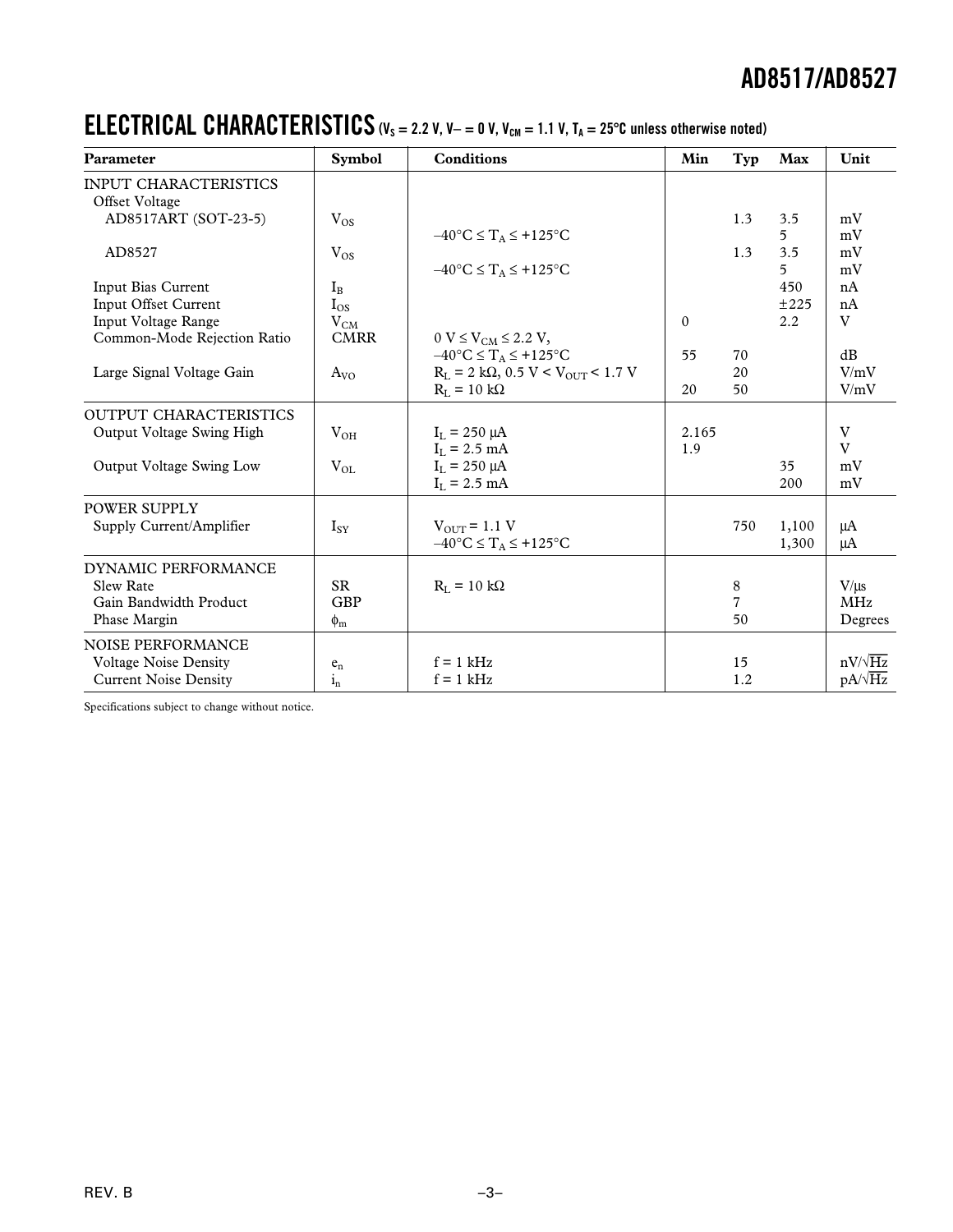## ELECTRICAL CHARACTERISTICS ($V_S$ = 2.2 V, V– = 0 V, $V_{CM}$ = 1.1 V, $T_A$ = 25°C unless otherwise noted)

| Parameter | Symbol | Conditions | Min | Typ | Max | Unit |
|---|---|---|---|---|---|---|
| INPUT CHARACTERISTICS | | | | | | |
| Offset Voltage | | | | | | |
| AD8517ART (SOT-23-5) | $V_{OS}$ | | | 1.3 | 3.5 | mV |
| | | $-40°C \le T_A \le +125°C$ | | | 5 | mV |
| AD8527 | $V_{OS}$ | | | 1.3 | 3.5 | mV |
| | | $-40°C \le T_A \le +125°C$ | | | 5 | mV |
| Input Bias Current | $I_B$ | | | | 450 | nA |
| Input Offset Current | $I_{OS}$ | | | | ±225 | nA |
| Input Voltage Range | $V_{CM}$ | | 0 | | 2.2 | V |
| Common-Mode Rejection Ratio | CMRR | $0\ V \le V_{CM} \le 2.2\ V$, $-40°C \le T_A \le +125°C$ | 55 | 70 | | dB |
| Large Signal Voltage Gain | $A_{VO}$ | $R_L$ = 2 kΩ, $0.5\ V < V_{OUT} < 1.7\ V$ | | 20 | | V/mV |
| | | $R_L$ = 10 kΩ | 20 | 50 | | V/mV |
| OUTPUT CHARACTERISTICS | | | | | | |
| Output Voltage Swing High | $V_{OH}$ | $I_L$ = 250 µA | 2.165 | | | V |
| | | $I_L$ = 2.5 mA | 1.9 | | | V |
| Output Voltage Swing Low | $V_{OL}$ | $I_L$ = 250 µA | | | 35 | mV |
| | | $I_L$ = 2.5 mA | | | 200 | mV |
| POWER SUPPLY | | | | | | |
| Supply Current/Amplifier | $I_{SY}$ | $V_{OUT}$ = 1.1 V | | 750 | 1,100 | µA |
| | | $-40°C \le T_A \le +125°C$ | | | 1,300 | µA |
| DYNAMIC PERFORMANCE | | | | | | |
| Slew Rate | SR | $R_L$ = 10 kΩ | | 8 | | V/µs |
| Gain Bandwidth Product | GBP | | | 7 | | MHz |
| Phase Margin | $\phi_m$ | | | 50 | | Degrees |
| NOISE PERFORMANCE | | | | | | |
| Voltage Noise Density | $e_n$ | f = 1 kHz | | 15 | | nV/√Hz |
| Current Noise Density | $i_n$ | f = 1 kHz | | 1.2 | | pA/√Hz |

Specifications subject to change without notice.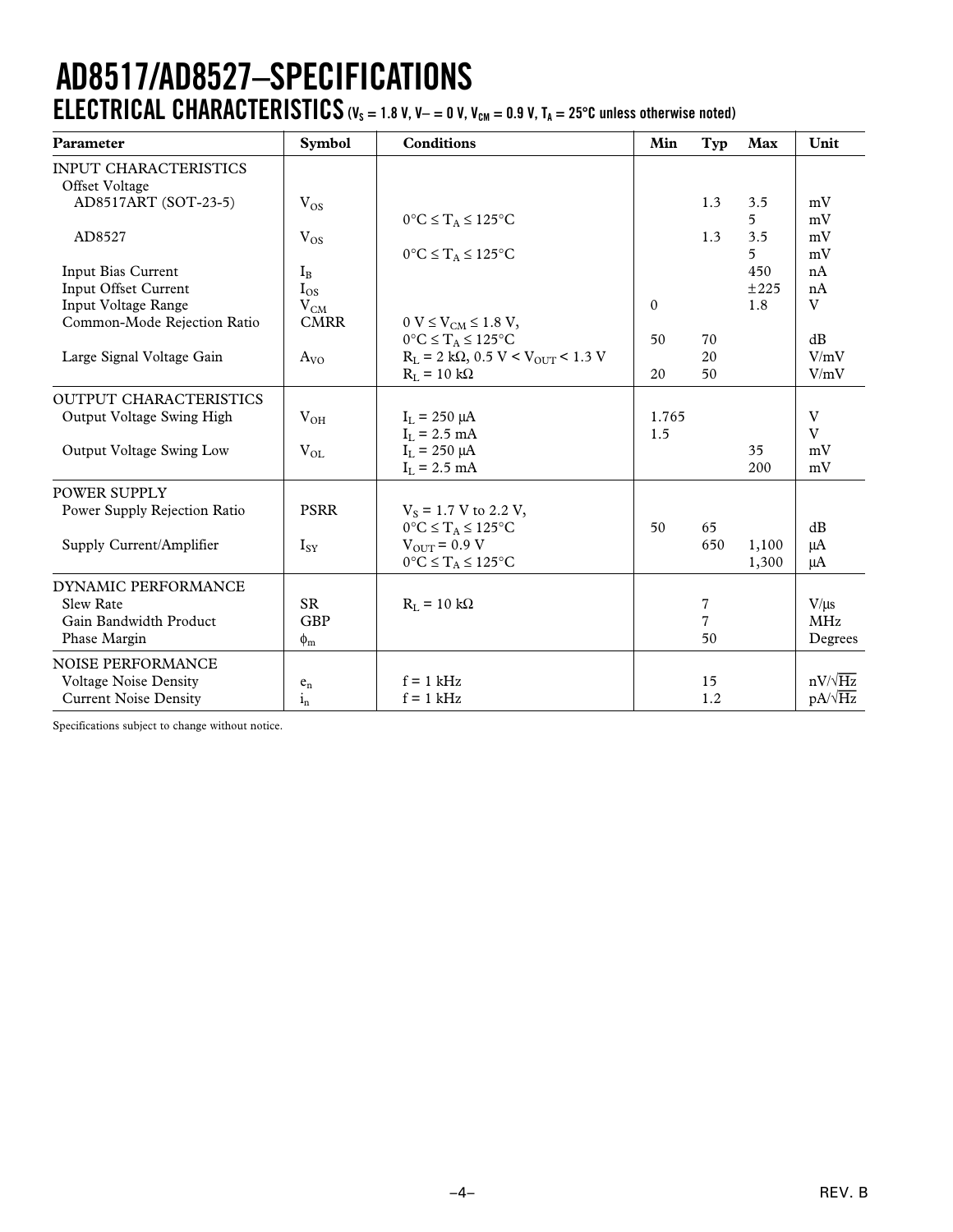# AD8517/AD8527–SPECIFICATIONS

## ELECTRICAL CHARACTERISTICS ($V_S$ = 1.8 V, V– = 0 V, $V_{CM}$ = 0.9 V, $T_A$ = 25°C unless otherwise noted)

| Parameter | Symbol | Conditions | Min | Typ | Max | Unit |
|---|---|---|---|---|---|---|
| INPUT CHARACTERISTICS | | | | | | |
| Offset Voltage | | | | | | |
| AD8517ART (SOT-23-5) | $V_{OS}$ | | | 1.3 | 3.5 | mV |
| | | $0°C \le T_A \le 125°C$ | | | 5 | mV |
| AD8527 | $V_{OS}$ | | | 1.3 | 3.5 | mV |
| | | $0°C \le T_A \le 125°C$ | | | 5 | mV |
| Input Bias Current | $I_B$ | | | | 450 | nA |
| Input Offset Current | $I_{OS}$ | | | | ±225 | nA |
| Input Voltage Range | $V_{CM}$ | | 0 | | 1.8 | V |
| Common-Mode Rejection Ratio | CMRR | $0\text{ V} \le V_{CM} \le 1.8\text{ V}$, $0°C \le T_A \le 125°C$ | 50 | 70 | | dB |
| Large Signal Voltage Gain | $A_{VO}$ | $R_L$ = 2 kΩ, 0.5 V < $V_{OUT}$ < 1.3 V | | 20 | | V/mV |
| | | $R_L$ = 10 kΩ | 20 | 50 | | V/mV |
| OUTPUT CHARACTERISTICS | | | | | | |
| Output Voltage Swing High | $V_{OH}$ | $I_L$ = 250 μA | 1.765 | | | V |
| | | $I_L$ = 2.5 mA | 1.5 | | | V |
| Output Voltage Swing Low | $V_{OL}$ | $I_L$ = 250 μA | | | 35 | mV |
| | | $I_L$ = 2.5 mA | | | 200 | mV |
| POWER SUPPLY | | | | | | |
| Power Supply Rejection Ratio | PSRR | $V_S$ = 1.7 V to 2.2 V, $0°C \le T_A \le 125°C$ | 50 | 65 | | dB |
| Supply Current/Amplifier | $I_{SY}$ | $V_{OUT}$ = 0.9 V | | 650 | 1,100 | μA |
| | | $0°C \le T_A \le 125°C$ | | | 1,300 | μA |
| DYNAMIC PERFORMANCE | | | | | | |
| Slew Rate | SR | $R_L$ = 10 kΩ | | 7 | | V/μs |
| Gain Bandwidth Product | GBP | | | 7 | | MHz |
| Phase Margin | $\phi_m$ | | | 50 | | Degrees |
| NOISE PERFORMANCE | | | | | | |
| Voltage Noise Density | $e_n$ | f = 1 kHz | | 15 | | nV/√Hz |
| Current Noise Density | $i_n$ | f = 1 kHz | | 1.2 | | pA/√Hz |

Specifications subject to change without notice.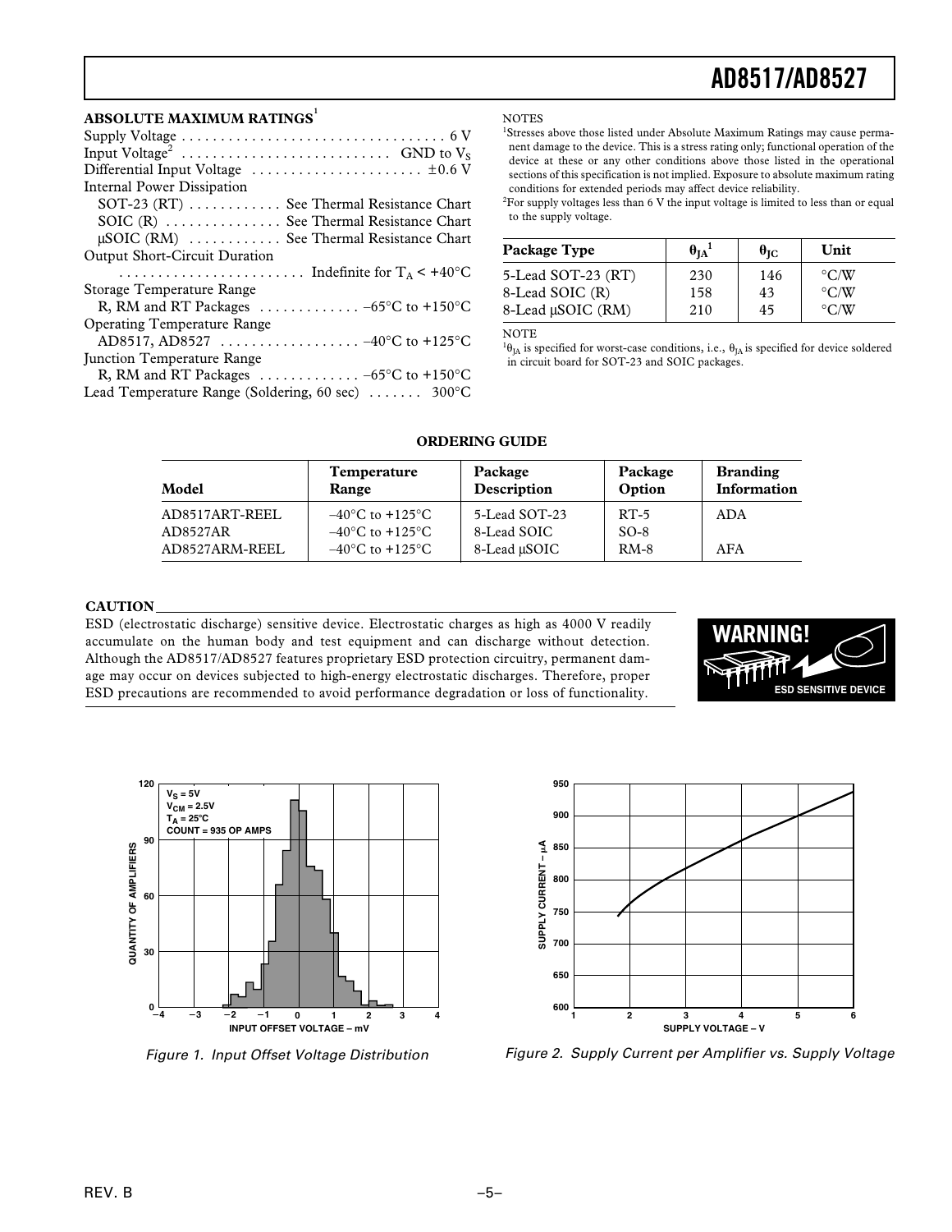## ABSOLUTE MAXIMUM RATINGS[1]

Supply Voltage . . . . . . . . . . . . . . . . . . . . . . . . . . . . . . . . . . 6 V
Input Voltage[2] . . . . . . . . . . . . . . . . . . . . . . . . . . . GND to $V_S$
Differential Input Voltage . . . . . . . . . . . . . . . . . . . . . . ±0.6 V
Internal Power Dissipation
SOT-23 (RT) . . . . . . . . . . . See Thermal Resistance Chart
SOIC (R) . . . . . . . . . . . . . . See Thermal Resistance Chart
μSOIC (RM) . . . . . . . . . . . See Thermal Resistance Chart
Output Short-Circuit Duration
. . . . . . . . . . . . . . . . . . . . . . . . Indefinite for $T_A < +40°C$
Storage Temperature Range
R, RM and RT Packages . . . . . . . . . . . . . –65°C to +150°C
Operating Temperature Range
AD8517, AD8527 . . . . . . . . . . . . . . . . . . –40°C to +125°C
Junction Temperature Range
R, RM and RT Packages . . . . . . . . . . . . . –65°C to +150°C
Lead Temperature Range (Soldering, 60 sec) . . . . . . . 300°C

NOTES
[1]Stresses above those listed under Absolute Maximum Ratings may cause permanent damage to the device. This is a stress rating only; functional operation of the device at these or any other conditions above those listed in the operational sections of this specification is not implied. Exposure to absolute maximum rating conditions for extended periods may affect device reliability.
[2]For supply voltages less than 6 V the input voltage is limited to less than or equal to the supply voltage.

| Package Type | $\theta_{JA}$[1] | $\theta_{JC}$ | Unit |
|---|---|---|---|
| 5-Lead SOT-23 (RT) | 230 | 146 | °C/W |
| 8-Lead SOIC (R) | 158 | 43 | °C/W |
| 8-Lead μSOIC (RM) | 210 | 45 | °C/W |

NOTE
[1]$\theta_{JA}$ is specified for worst-case conditions, i.e., $\theta_{JA}$ is specified for device soldered in circuit board for SOT-23 and SOIC packages.

### ORDERING GUIDE

| Model | Temperature Range | Package Description | Package Option | Branding Information |
|---|---|---|---|---|
| AD8517ART-REEL | –40°C to +125°C | 5-Lead SOT-23 | RT-5 | ADA |
| AD8527AR | –40°C to +125°C | 8-Lead SOIC | SO-8 | |
| AD8527ARM-REEL | –40°C to +125°C | 8-Lead μSOIC | RM-8 | AFA |

### CAUTION

ESD (electrostatic discharge) sensitive device. Electrostatic charges as high as 4000 V readily accumulate on the human body and test equipment and can discharge without detection. Although the AD8517/AD8527 features proprietary ESD protection circuitry, permanent damage may occur on devices subjected to high-energy electrostatic discharges. Therefore, proper ESD precautions are recommended to avoid performance degradation or loss of functionality.

WARNING! ESD SENSITIVE DEVICE

*Figure 1. Input Offset Voltage Distribution*

*Figure 2. Supply Current per Amplifier vs. Supply Voltage*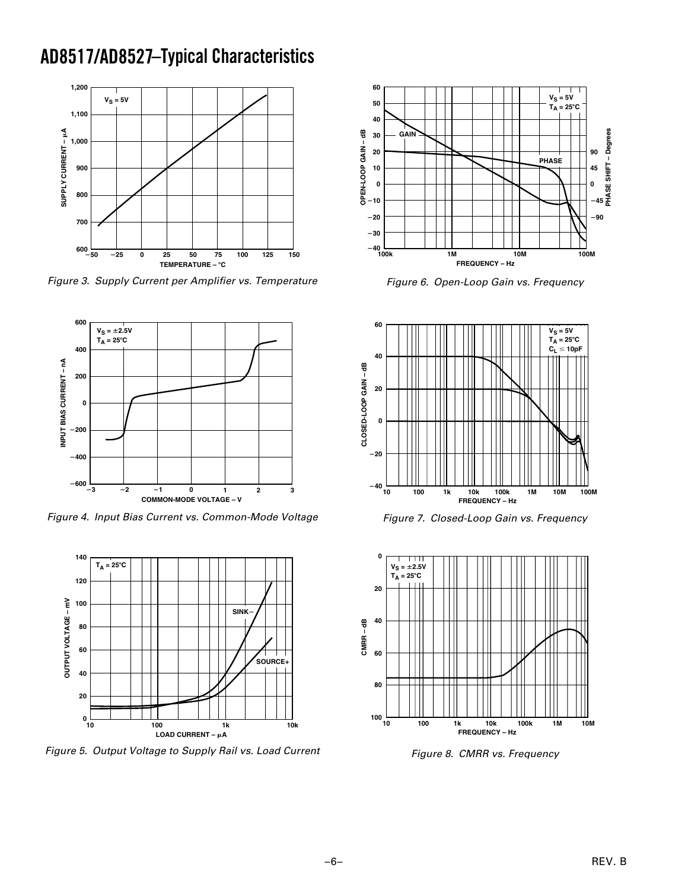# AD8517/AD8527–Typical Characteristics

Figure 3. Supply Current per Amplifier vs. Temperature

Figure 4. Input Bias Current vs. Common-Mode Voltage

Figure 5. Output Voltage to Supply Rail vs. Load Current

Figure 6. Open-Loop Gain vs. Frequency

Figure 7. Closed-Loop Gain vs. Frequency

Figure 8. CMRR vs. Frequency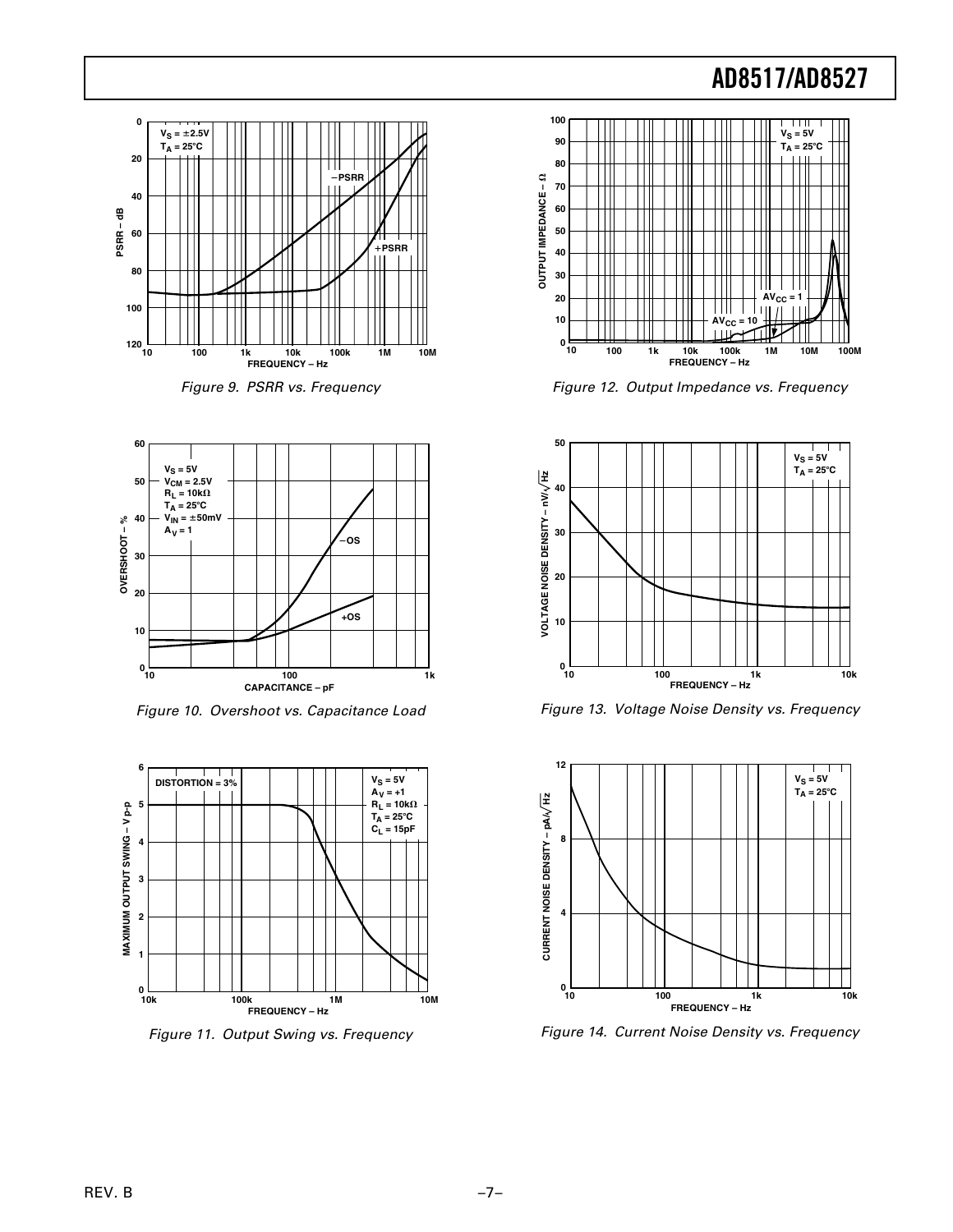Figure 9. PSRR vs. Frequency

Figure 12. Output Impedance vs. Frequency

Figure 10. Overshoot vs. Capacitance Load

Figure 13. Voltage Noise Density vs. Frequency

Figure 11. Output Swing vs. Frequency

Figure 14. Current Noise Density vs. Frequency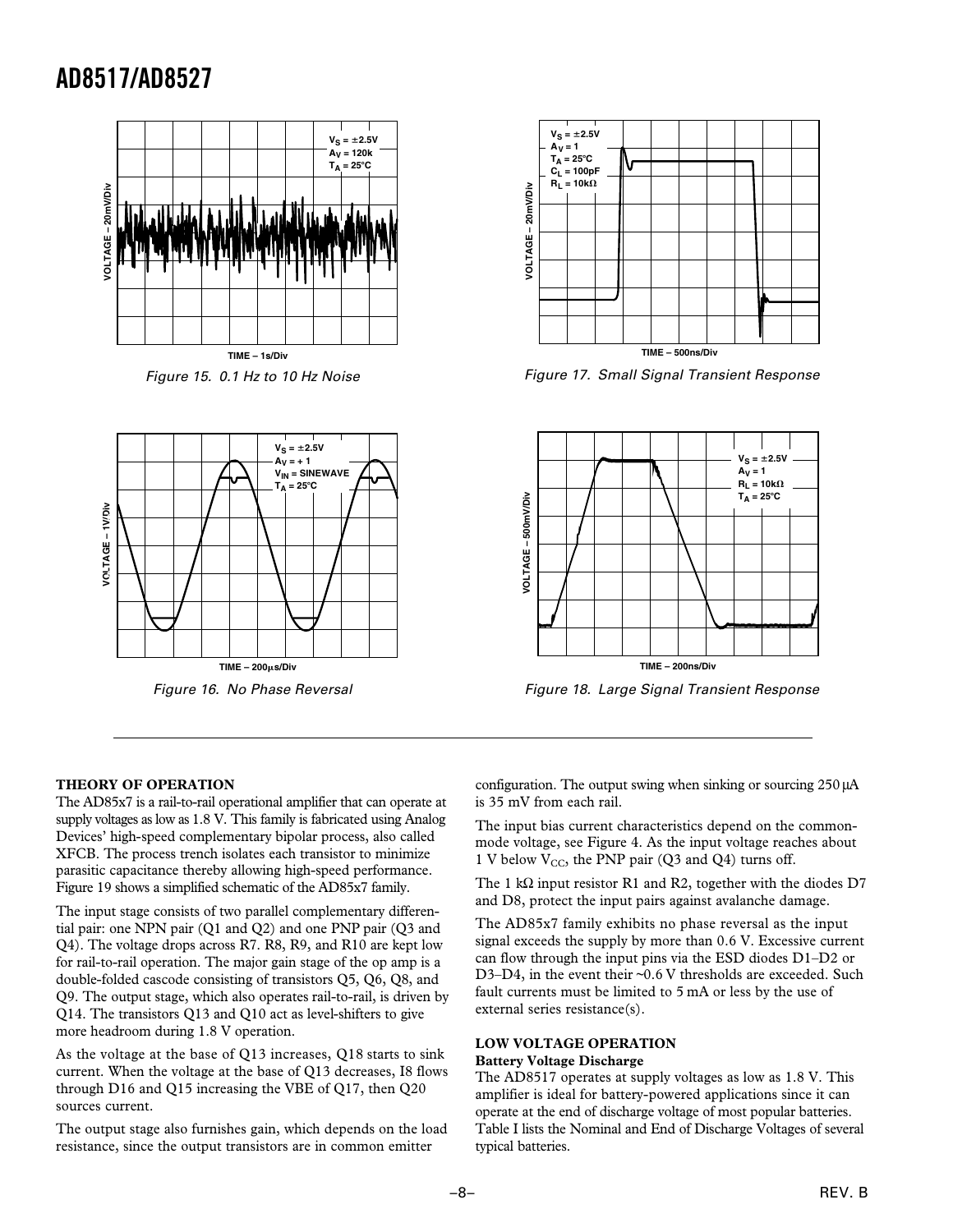Figure 15. 0.1 Hz to 10 Hz Noise

Figure 17. Small Signal Transient Response

Figure 16. No Phase Reversal

Figure 18. Large Signal Transient Response

**THEORY OF OPERATION**

The AD85x7 is a rail-to-rail operational amplifier that can operate at supply voltages as low as 1.8 V. This family is fabricated using Analog Devices' high-speed complementary bipolar process, also called XFCB. The process trench isolates each transistor to minimize parasitic capacitance thereby allowing high-speed performance. Figure 19 shows a simplified schematic of the AD85x7 family.

The input stage consists of two parallel complementary differential pair: one NPN pair (Q1 and Q2) and one PNP pair (Q3 and Q4). The voltage drops across R7. R8, R9, and R10 are kept low for rail-to-rail operation. The major gain stage of the op amp is a double-folded cascode consisting of transistors Q5, Q6, Q8, and Q9. The output stage, which also operates rail-to-rail, is driven by Q14. The transistors Q13 and Q10 act as level-shifters to give more headroom during 1.8 V operation.

As the voltage at the base of Q13 increases, Q18 starts to sink current. When the voltage at the base of Q13 decreases, I8 flows through D16 and Q15 increasing the VBE of Q17, then Q20 sources current.

The output stage also furnishes gain, which depends on the load resistance, since the output transistors are in common emitter configuration. The output swing when sinking or sourcing 250 μA is 35 mV from each rail.

The input bias current characteristics depend on the common-mode voltage, see Figure 4. As the input voltage reaches about 1 V below $V_{CC}$, the PNP pair (Q3 and Q4) turns off.

The 1 kΩ input resistor R1 and R2, together with the diodes D7 and D8, protect the input pairs against avalanche damage.

The AD85x7 family exhibits no phase reversal as the input signal exceeds the supply by more than 0.6 V. Excessive current can flow through the input pins via the ESD diodes D1–D2 or D3–D4, in the event their ~0.6 V thresholds are exceeded. Such fault currents must be limited to 5 mA or less by the use of external series resistance(s).

**LOW VOLTAGE OPERATION**

**Battery Voltage Discharge**

The AD8517 operates at supply voltages as low as 1.8 V. This amplifier is ideal for battery-powered applications since it can operate at the end of discharge voltage of most popular batteries. Table I lists the Nominal and End of Discharge Voltages of several typical batteries.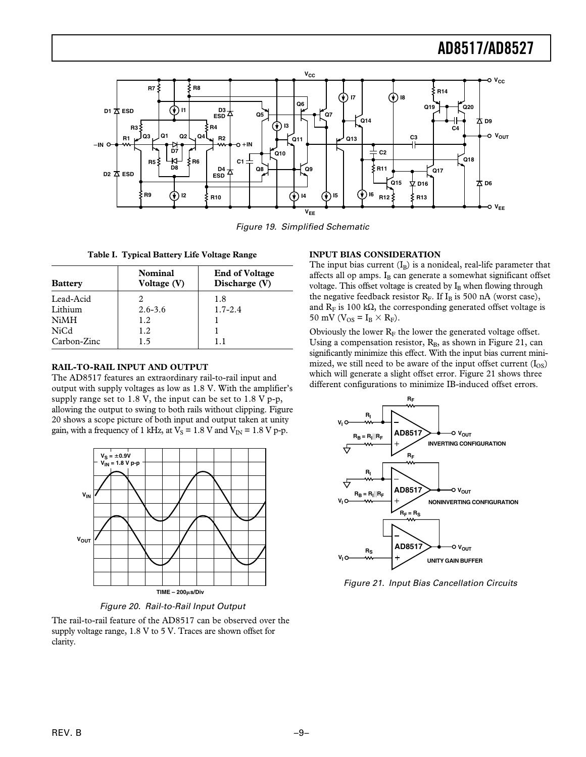Figure 19. Simplified Schematic

**Table I. Typical Battery Life Voltage Range**

| Battery | Nominal Voltage (V) | End of Voltage Discharge (V) |
|---|---|---|
| Lead-Acid | 2 | 1.8 |
| Lithium | 2.6-3.6 | 1.7-2.4 |
| NiMH | 1.2 | 1 |
| NiCd | 1.2 | 1 |
| Carbon-Zinc | 1.5 | 1.1 |

## RAIL-TO-RAIL INPUT AND OUTPUT

The AD8517 features an extraordinary rail-to-rail input and output with supply voltages as low as 1.8 V. With the amplifier's supply range set to 1.8 V, the input can be set to 1.8 V p-p, allowing the output to swing to both rails without clipping. Figure 20 shows a scope picture of both input and output taken at unity gain, with a frequency of 1 kHz, at $V_S$ = 1.8 V and $V_{IN}$ = 1.8 V p-p.

Figure 20. Rail-to-Rail Input Output

The rail-to-rail feature of the AD8517 can be observed over the supply voltage range, 1.8 V to 5 V. Traces are shown offset for clarity.

## INPUT BIAS CONSIDERATION

The input bias current ($I_B$) is a nonideal, real-life parameter that affects all op amps. $I_B$ can generate a somewhat significant offset voltage. This offset voltage is created by $I_B$ when flowing through the negative feedback resistor $R_F$. If $I_B$ is 500 nA (worst case), and $R_F$ is 100 kΩ, the corresponding generated offset voltage is 50 mV ($V_{OS} = I_B \times R_F$).

Obviously the lower $R_F$ the lower the generated voltage offset. Using a compensation resistor, $R_B$, as shown in Figure 21, can significantly minimize this effect. With the input bias current minimized, we still need to be aware of the input offset current ($I_{OS}$) which will generate a slight offset error. Figure 21 shows three different configurations to minimize IB-induced offset errors.

Figure 21. Input Bias Cancellation Circuits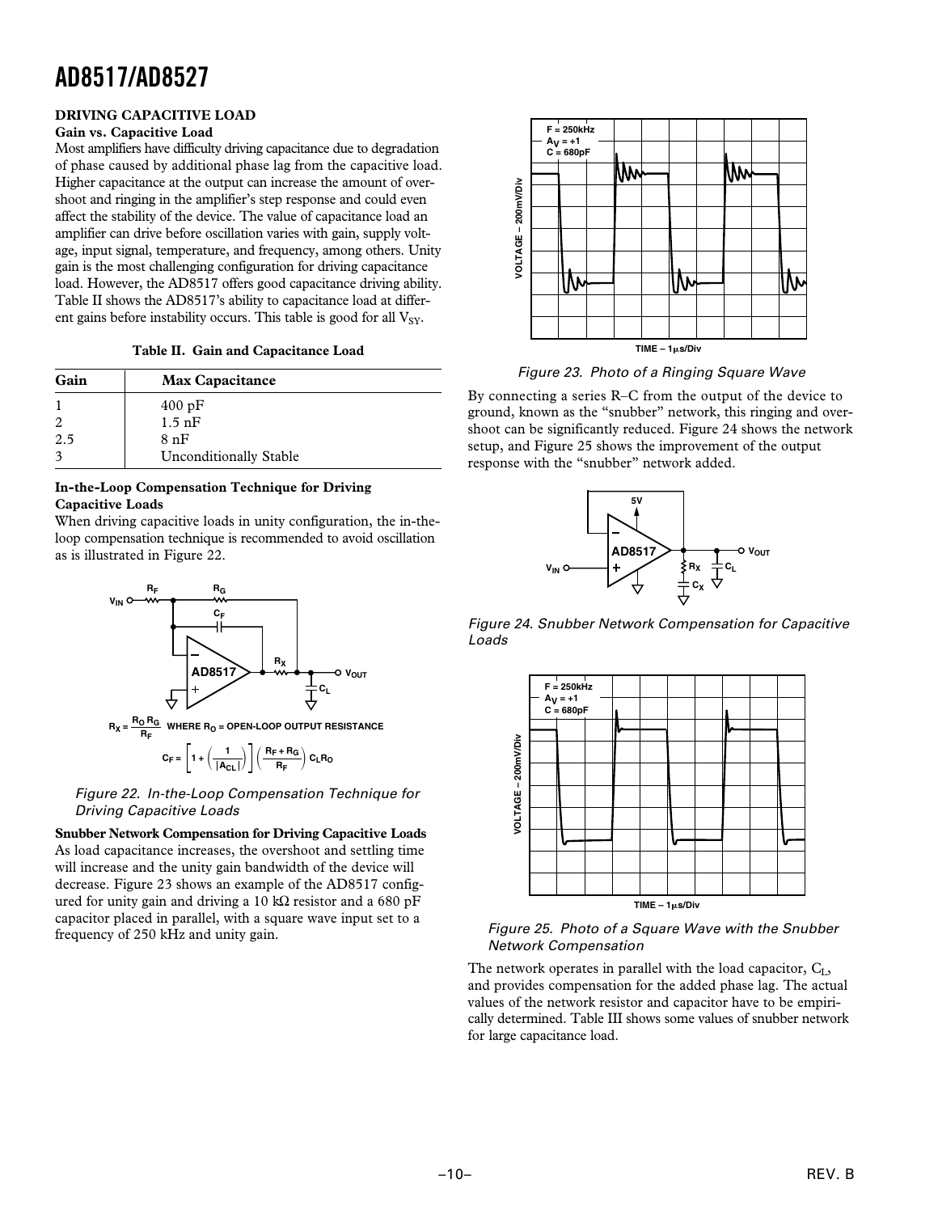## DRIVING CAPACITIVE LOAD

### Gain vs. Capacitive Load

Most amplifiers have difficulty driving capacitance due to degradation of phase caused by additional phase lag from the capacitive load. Higher capacitance at the output can increase the amount of overshoot and ringing in the amplifier's step response and could even affect the stability of the device. The value of capacitance load an amplifier can drive before oscillation varies with gain, supply voltage, input signal, temperature, and frequency, among others. Unity gain is the most challenging configuration for driving capacitance load. However, the AD8517 offers good capacitance driving ability. Table II shows the AD8517's ability to capacitance load at different gains before instability occurs. This table is good for all $V_{SY}$.

**Table II. Gain and Capacitance Load**

| Gain | Max Capacitance |
|---|---|
| 1 | 400 pF |
| 2 | 1.5 nF |
| 2.5 | 8 nF |
| 3 | Unconditionally Stable |

### In-the-Loop Compensation Technique for Driving Capacitive Loads

When driving capacitive loads in unity configuration, the in-the-loop compensation technique is recommended to avoid oscillation as is illustrated in Figure 22.

$$R_X = \frac{R_O R_G}{R_F} \quad \text{WHERE } R_O = \text{OPEN-LOOP OUTPUT RESISTANCE}$$

$$C_F = \left[1 + \left(\frac{1}{|A_{CL}|}\right)\right]\left(\frac{R_F + R_G}{R_F}\right) C_L R_O$$

*Figure 22. In-the-Loop Compensation Technique for Driving Capacitive Loads*

### Snubber Network Compensation for Driving Capacitive Loads

As load capacitance increases, the overshoot and settling time will increase and the unity gain bandwidth of the device will decrease. Figure 23 shows an example of the AD8517 configured for unity gain and driving a 10 kΩ resistor and a 680 pF capacitor placed in parallel, with a square wave input set to a frequency of 250 kHz and unity gain.

*Figure 23. Photo of a Ringing Square Wave*

By connecting a series R–C from the output of the device to ground, known as the "snubber" network, this ringing and overshoot can be significantly reduced. Figure 24 shows the network setup, and Figure 25 shows the improvement of the output response with the "snubber" network added.

*Figure 24. Snubber Network Compensation for Capacitive Loads*

*Figure 25. Photo of a Square Wave with the Snubber Network Compensation*

The network operates in parallel with the load capacitor, $C_L$, and provides compensation for the added phase lag. The actual values of the network resistor and capacitor have to be empirically determined. Table III shows some values of snubber network for large capacitance load.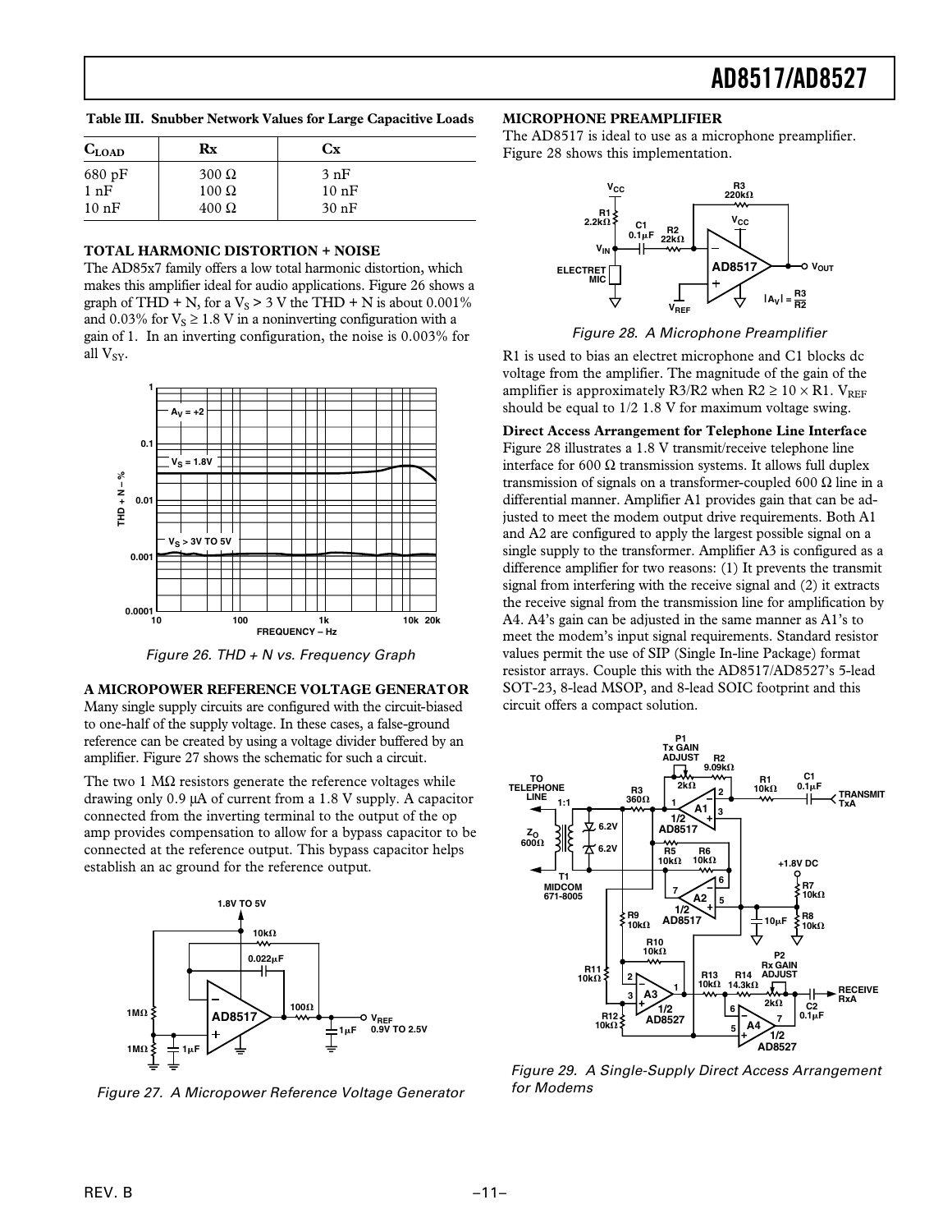**Table III. Snubber Network Values for Large Capacitive Loads**

| $C_{LOAD}$ | Rx | Cx |
|---|---|---|
| 680 pF | 300 Ω | 3 nF |
| 1 nF | 100 Ω | 10 nF |
| 10 nF | 400 Ω | 30 nF |

### TOTAL HARMONIC DISTORTION + NOISE

The AD85x7 family offers a low total harmonic distortion, which makes this amplifier ideal for audio applications. Figure 26 shows a graph of THD + N, for a $V_S$ > 3 V the THD + N is about 0.001% and 0.03% for $V_S$ ≥ 1.8 V in a noninverting configuration with a gain of 1. In an inverting configuration, the noise is 0.003% for all $V_{SY}$.

Figure 26. THD + N vs. Frequency Graph

### A MICROPOWER REFERENCE VOLTAGE GENERATOR

Many single supply circuits are configured with the circuit-biased to one-half of the supply voltage. In these cases, a false-ground reference can be created by using a voltage divider buffered by an amplifier. Figure 27 shows the schematic for such a circuit.

The two 1 MΩ resistors generate the reference voltages while drawing only 0.9 µA of current from a 1.8 V supply. A capacitor connected from the inverting terminal to the output of the op amp provides compensation to allow for a bypass capacitor to be connected at the reference output. This bypass capacitor helps establish an ac ground for the reference output.

Figure 27. A Micropower Reference Voltage Generator

### MICROPHONE PREAMPLIFIER

The AD8517 is ideal to use as a microphone preamplifier. Figure 28 shows this implementation.

Figure 28. A Microphone Preamplifier

R1 is used to bias an electret microphone and C1 blocks dc voltage from the amplifier. The magnitude of the gain of the amplifier is approximately R3/R2 when R2 ≥ 10 × R1. $V_{REF}$ should be equal to 1/2 1.8 V for maximum voltage swing.

**Direct Access Arrangement for Telephone Line Interface**

Figure 28 illustrates a 1.8 V transmit/receive telephone line interface for 600 Ω transmission systems. It allows full duplex transmission of signals on a transformer-coupled 600 Ω line in a differential manner. Amplifier A1 provides gain that can be adjusted to meet the modem output drive requirements. Both A1 and A2 are configured to apply the largest possible signal on a single supply to the transformer. Amplifier A3 is configured as a difference amplifier for two reasons: (1) It prevents the transmit signal from interfering with the receive signal and (2) it extracts the receive signal from the transmission line for amplification by A4. A4's gain can be adjusted in the same manner as A1's to meet the modem's input signal requirements. Standard resistor values permit the use of SIP (Single In-line Package) format resistor arrays. Couple this with the AD8517/AD8527's 5-lead SOT-23, 8-lead MSOP, and 8-lead SOIC footprint and this circuit offers a compact solution.

Figure 29. A Single-Supply Direct Access Arrangement for Modems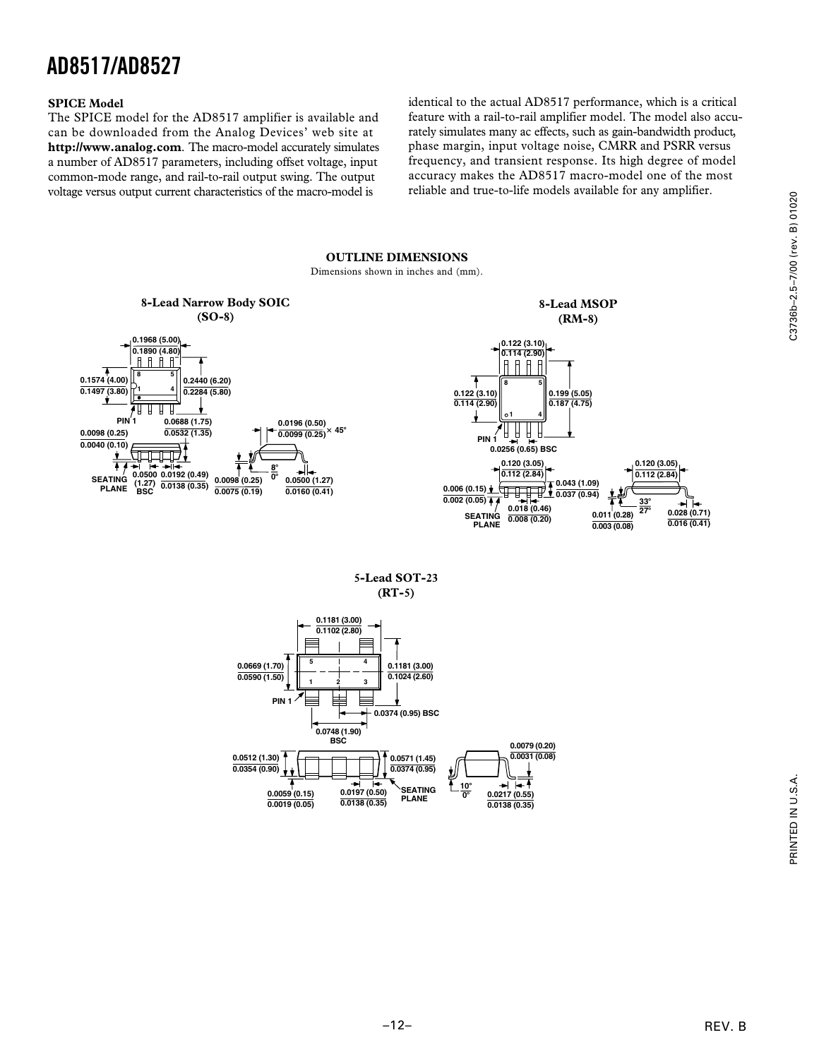### SPICE Model

The SPICE model for the AD8517 amplifier is available and can be downloaded from the Analog Devices' web site at **http://www.analog.com**. The macro-model accurately simulates a number of AD8517 parameters, including offset voltage, input common-mode range, and rail-to-rail output swing. The output voltage versus output current characteristics of the macro-model is identical to the actual AD8517 performance, which is a critical feature with a rail-to-rail amplifier model. The model also accurately simulates many ac effects, such as gain-bandwidth product, phase margin, input voltage noise, CMRR and PSRR versus frequency, and transient response. Its high degree of model accuracy makes the AD8517 macro-model one of the most reliable and true-to-life models available for any amplifier.

## OUTLINE DIMENSIONS

Dimensions shown in inches and (mm).

### 8-Lead Narrow Body SOIC (SO-8)

0.1968 (5.00)
0.1890 (4.80)
0.1574 (4.00)
0.1497 (3.80)
0.2440 (6.20)
0.2284 (5.80)
8
5
1
4
PIN 1
0.0688 (1.75)
0.0532 (1.35)
0.0098 (0.25)
0.0040 (0.10)
0.0196 (0.50)
0.0099 (0.25) × 45°
SEATING PLANE
0.0500 (1.27) BSC
0.0192 (0.49)
0.0138 (0.35)
0.0098 (0.25)
0.0075 (0.19)
8°
0°
0.0500 (1.27)
0.0160 (0.41)

### 8-Lead MSOP (RM-8)

0.122 (3.10)
0.114 (2.90)
0.122 (3.10)
0.114 (2.90)
0.199 (5.05)
0.187 (4.75)
8
5
1
4
PIN 1
0.0256 (0.65) BSC
0.120 (3.05)
0.112 (2.84)
0.006 (0.15)
0.002 (0.05)
0.043 (1.09)
0.037 (0.94)
SEATING PLANE
0.018 (0.46)
0.008 (0.20)
0.120 (3.05)
0.112 (2.84)
0.011 (0.28)
0.003 (0.08)
33°
27°
0.028 (0.71)
0.016 (0.41)

### 5-Lead SOT-23 (RT-5)

0.1181 (3.00)
0.1102 (2.80)
0.0669 (1.70)
0.0590 (1.50)
5
4
1
2
3
0.1181 (3.00)
0.1024 (2.60)
PIN 1
0.0374 (0.95) BSC
0.0748 (1.90) BSC
0.0512 (1.30)
0.0354 (0.90)
0.0571 (1.45)
0.0374 (0.95)
0.0059 (0.15)
0.0019 (0.05)
0.0197 (0.50)
0.0138 (0.35)
SEATING PLANE
0.0079 (0.20)
0.0031 (0.08)
10°
0°
0.0217 (0.55)
0.0138 (0.35)

C3736b–2.5–7/00 (rev. B) 01020

PRINTED IN U.S.A.